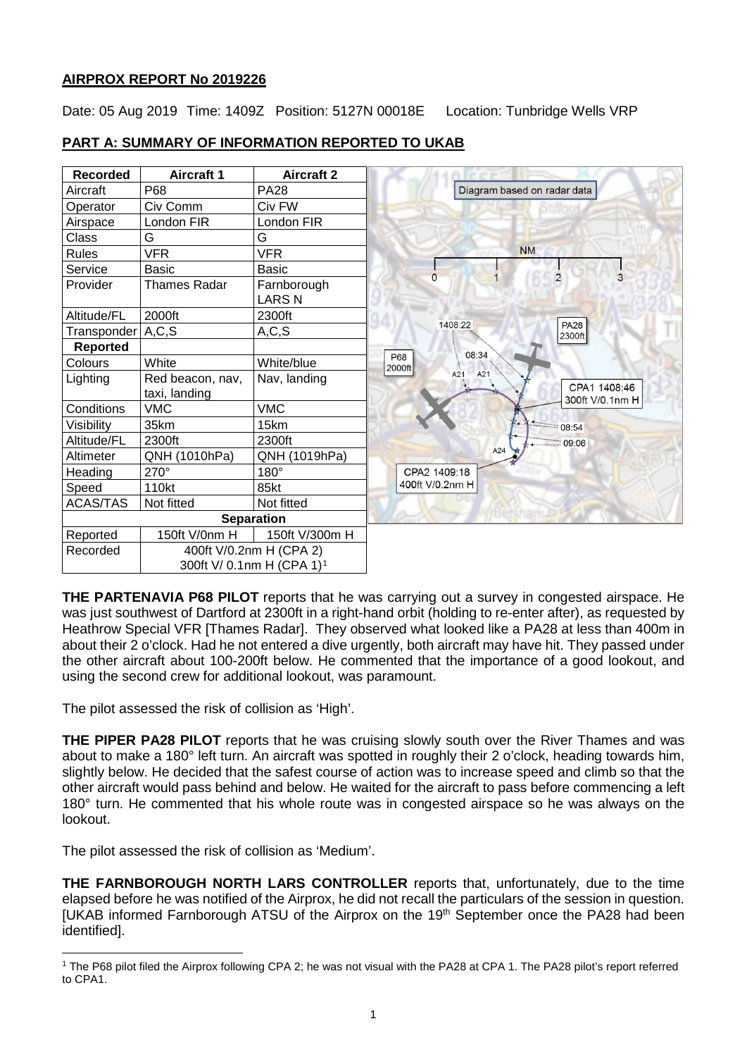# AIRPROX REPORT No 2019226

Date: 05 Aug 2019 Time: 1409Z Position: 5127N 00018E Location: Tunbridge Wells VRP

## PART A: SUMMARY OF INFORMATION REPORTED TO UKAB

| Recorded | Aircraft 1 | Aircraft 2 |
|---|---|---|
| Aircraft | P68 | PA28 |
| Operator | Civ Comm | Civ FW |
| Airspace | London FIR | London FIR |
| Class | G | G |
| Rules | VFR | VFR |
| Service | Basic | Basic |
| Provider | Thames Radar | Farnborough LARS N |
| Altitude/FL | 2000ft | 2300ft |
| Transponder | A,C,S | A,C,S |
| **Reported** | | |
| Colours | White | White/blue |
| Lighting | Red beacon, nav, taxi, landing | Nav, landing |
| Conditions | VMC | VMC |
| Visibility | 35km | 15km |
| Altitude/FL | 2300ft | 2300ft |
| Altimeter | QNH (1010hPa) | QNH (1019hPa) |
| Heading | 270° | 180° |
| Speed | 110kt | 85kt |
| ACAS/TAS | Not fitted | Not fitted |
| **Separation** | | |
| Reported | 150ft V/0nm H | 150ft V/300m H |
| Recorded | 400ft V/0.2nm H (CPA 2) 300ft V/ 0.1nm H (CPA 1)[1] | |

Diagram based on radar data

**THE PARTENAVIA P68 PILOT** reports that he was carrying out a survey in congested airspace. He was just southwest of Dartford at 2300ft in a right-hand orbit (holding to re-enter after), as requested by Heathrow Special VFR [Thames Radar]. They observed what looked like a PA28 at less than 400m in about their 2 o'clock. Had he not entered a dive urgently, both aircraft may have hit. They passed under the other aircraft about 100-200ft below. He commented that the importance of a good lookout, and using the second crew for additional lookout, was paramount.

The pilot assessed the risk of collision as 'High'.

**THE PIPER PA28 PILOT** reports that he was cruising slowly south over the River Thames and was about to make a 180° left turn. An aircraft was spotted in roughly their 2 o'clock, heading towards him, slightly below. He decided that the safest course of action was to increase speed and climb so that the other aircraft would pass behind and below. He waited for the aircraft to pass before commencing a left 180° turn. He commented that his whole route was in congested airspace so he was always on the lookout.

The pilot assessed the risk of collision as 'Medium'.

**THE FARNBOROUGH NORTH LARS CONTROLLER** reports that, unfortunately, due to the time elapsed before he was notified of the Airprox, he did not recall the particulars of the session in question. [UKAB informed Farnborough ATSU of the Airprox on the 19th September once the PA28 had been identified].

[1] The P68 pilot filed the Airprox following CPA 2; he was not visual with the PA28 at CPA 1. The PA28 pilot's report referred to CPA1.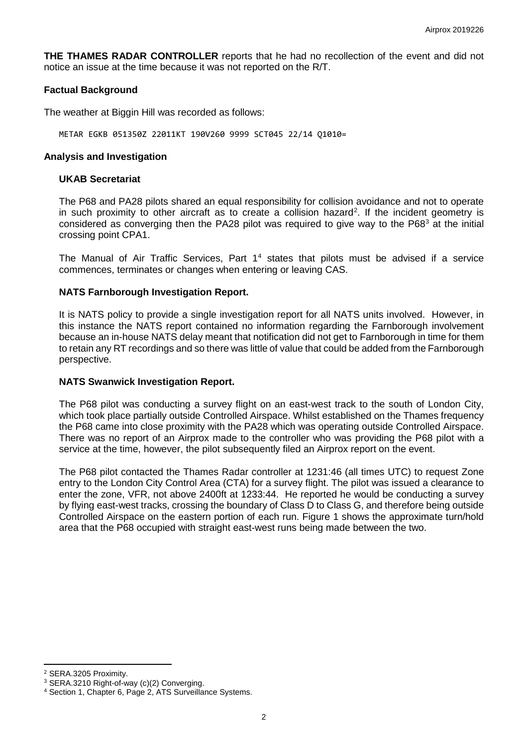**THE THAMES RADAR CONTROLLER** reports that he had no recollection of the event and did not notice an issue at the time because it was not reported on the R/T.

### Factual Background

The weather at Biggin Hill was recorded as follows:

```
METAR EGKB 051350Z 22011KT 190V260 9999 SCT045 22/14 Q1010=
```

### Analysis and Investigation

#### UKAB Secretariat

The P68 and PA28 pilots shared an equal responsibility for collision avoidance and not to operate in such proximity to other aircraft as to create a collision hazard[2]. If the incident geometry is considered as converging then the PA28 pilot was required to give way to the P68[3] at the initial crossing point CPA1.

The Manual of Air Traffic Services, Part 1[4] states that pilots must be advised if a service commences, terminates or changes when entering or leaving CAS.

#### NATS Farnborough Investigation Report.

It is NATS policy to provide a single investigation report for all NATS units involved. However, in this instance the NATS report contained no information regarding the Farnborough involvement because an in-house NATS delay meant that notification did not get to Farnborough in time for them to retain any RT recordings and so there was little of value that could be added from the Farnborough perspective.

#### NATS Swanwick Investigation Report.

The P68 pilot was conducting a survey flight on an east-west track to the south of London City, which took place partially outside Controlled Airspace. Whilst established on the Thames frequency the P68 came into close proximity with the PA28 which was operating outside Controlled Airspace. There was no report of an Airprox made to the controller who was providing the P68 pilot with a service at the time, however, the pilot subsequently filed an Airprox report on the event.

The P68 pilot contacted the Thames Radar controller at 1231:46 (all times UTC) to request Zone entry to the London City Control Area (CTA) for a survey flight. The pilot was issued a clearance to enter the zone, VFR, not above 2400ft at 1233:44. He reported he would be conducting a survey by flying east-west tracks, crossing the boundary of Class D to Class G, and therefore being outside Controlled Airspace on the eastern portion of each run. Figure 1 shows the approximate turn/hold area that the P68 occupied with straight east-west runs being made between the two.

---

[2] SERA.3205 Proximity.

[3] SERA.3210 Right-of-way (c)(2) Converging.

[4] Section 1, Chapter 6, Page 2, ATS Surveillance Systems.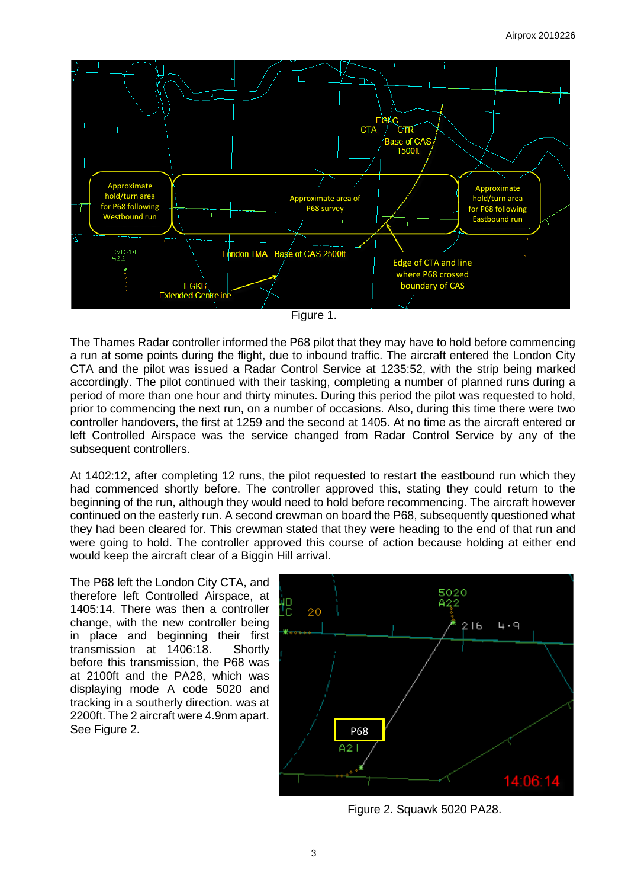Figure 1.

The Thames Radar controller informed the P68 pilot that they may have to hold before commencing a run at some points during the flight, due to inbound traffic. The aircraft entered the London City CTA and the pilot was issued a Radar Control Service at 1235:52, with the strip being marked accordingly. The pilot continued with their tasking, completing a number of planned runs during a period of more than one hour and thirty minutes. During this period the pilot was requested to hold, prior to commencing the next run, on a number of occasions. Also, during this time there were two controller handovers, the first at 1259 and the second at 1405. At no time as the aircraft entered or left Controlled Airspace was the service changed from Radar Control Service by any of the subsequent controllers.

At 1402:12, after completing 12 runs, the pilot requested to restart the eastbound run which they had commenced shortly before. The controller approved this, stating they could return to the beginning of the run, although they would need to hold before recommencing. The aircraft however continued on the easterly run. A second crewman on board the P68, subsequently questioned what they had been cleared for. This crewman stated that they were heading to the end of that run and were going to hold. The controller approved this course of action because holding at either end would keep the aircraft clear of a Biggin Hill arrival.

The P68 left the London City CTA, and therefore left Controlled Airspace, at 1405:14. There was then a controller change, with the new controller being in place and beginning their first transmission at 1406:18. Shortly before this transmission, the P68 was at 2100ft and the PA28, which was displaying mode A code 5020 and tracking in a southerly direction. was at 2200ft. The 2 aircraft were 4.9nm apart. See Figure 2.

Figure 2. Squawk 5020 PA28.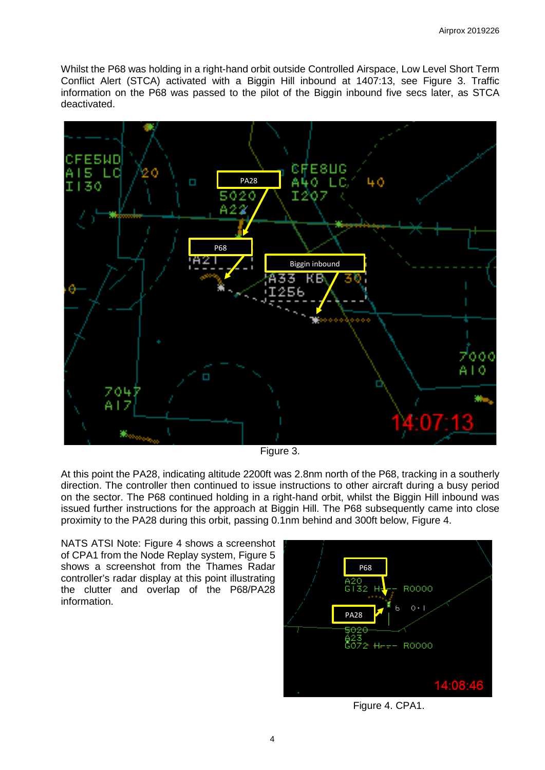Whilst the P68 was holding in a right-hand orbit outside Controlled Airspace, Low Level Short Term Conflict Alert (STCA) activated with a Biggin Hill inbound at 1407:13, see Figure 3. Traffic information on the P68 was passed to the pilot of the Biggin inbound five secs later, as STCA deactivated.

Figure 3.

At this point the PA28, indicating altitude 2200ft was 2.8nm north of the P68, tracking in a southerly direction. The controller then continued to issue instructions to other aircraft during a busy period on the sector. The P68 continued holding in a right-hand orbit, whilst the Biggin Hill inbound was issued further instructions for the approach at Biggin Hill. The P68 subsequently came into close proximity to the PA28 during this orbit, passing 0.1nm behind and 300ft below, Figure 4.

NATS ATSI Note: Figure 4 shows a screenshot of CPA1 from the Node Replay system, Figure 5 shows a screenshot from the Thames Radar controller's radar display at this point illustrating the clutter and overlap of the P68/PA28 information.

Figure 4. CPA1.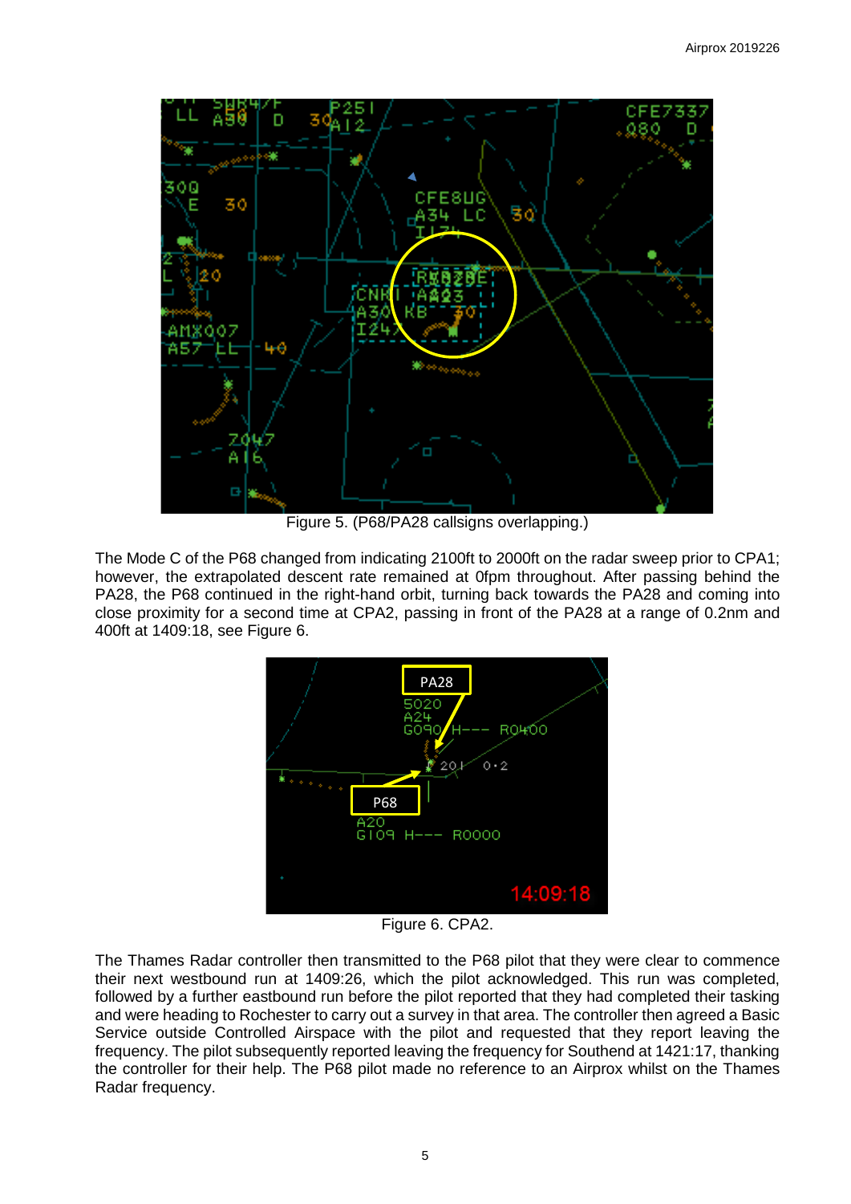Figure 5. (P68/PA28 callsigns overlapping.)

The Mode C of the P68 changed from indicating 2100ft to 2000ft on the radar sweep prior to CPA1; however, the extrapolated descent rate remained at 0fpm throughout. After passing behind the PA28, the P68 continued in the right-hand orbit, turning back towards the PA28 and coming into close proximity for a second time at CPA2, passing in front of the PA28 at a range of 0.2nm and 400ft at 1409:18, see Figure 6.

Figure 6. CPA2.

The Thames Radar controller then transmitted to the P68 pilot that they were clear to commence their next westbound run at 1409:26, which the pilot acknowledged. This run was completed, followed by a further eastbound run before the pilot reported that they had completed their tasking and were heading to Rochester to carry out a survey in that area. The controller then agreed a Basic Service outside Controlled Airspace with the pilot and requested that they report leaving the frequency. The pilot subsequently reported leaving the frequency for Southend at 1421:17, thanking the controller for their help. The P68 pilot made no reference to an Airprox whilst on the Thames Radar frequency.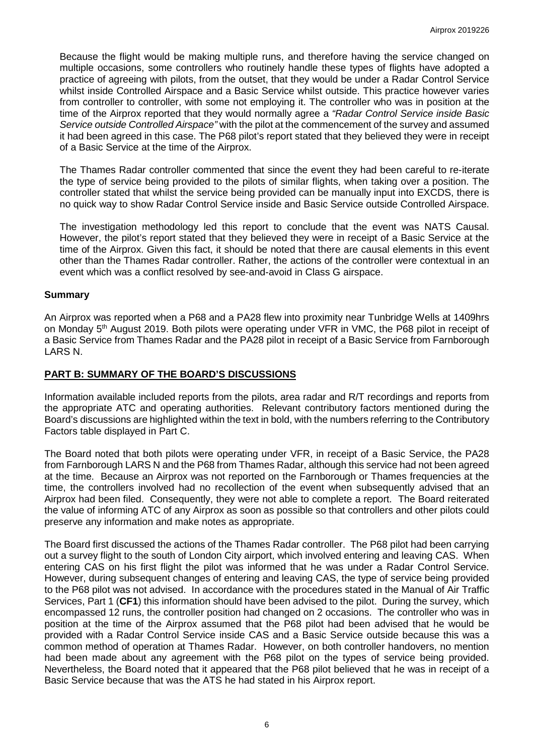Because the flight would be making multiple runs, and therefore having the service changed on multiple occasions, some controllers who routinely handle these types of flights have adopted a practice of agreeing with pilots, from the outset, that they would be under a Radar Control Service whilst inside Controlled Airspace and a Basic Service whilst outside. This practice however varies from controller to controller, with some not employing it. The controller who was in position at the time of the Airprox reported that they would normally agree a *"Radar Control Service inside Basic Service outside Controlled Airspace"* with the pilot at the commencement of the survey and assumed it had been agreed in this case. The P68 pilot's report stated that they believed they were in receipt of a Basic Service at the time of the Airprox.

The Thames Radar controller commented that since the event they had been careful to re-iterate the type of service being provided to the pilots of similar flights, when taking over a position. The controller stated that whilst the service being provided can be manually input into EXCDS, there is no quick way to show Radar Control Service inside and Basic Service outside Controlled Airspace.

The investigation methodology led this report to conclude that the event was NATS Causal. However, the pilot's report stated that they believed they were in receipt of a Basic Service at the time of the Airprox. Given this fact, it should be noted that there are causal elements in this event other than the Thames Radar controller. Rather, the actions of the controller were contextual in an event which was a conflict resolved by see-and-avoid in Class G airspace.

### Summary

An Airprox was reported when a P68 and a PA28 flew into proximity near Tunbridge Wells at 1409hrs on Monday 5th August 2019. Both pilots were operating under VFR in VMC, the P68 pilot in receipt of a Basic Service from Thames Radar and the PA28 pilot in receipt of a Basic Service from Farnborough LARS N.

## PART B: SUMMARY OF THE BOARD'S DISCUSSIONS

Information available included reports from the pilots, area radar and R/T recordings and reports from the appropriate ATC and operating authorities. Relevant contributory factors mentioned during the Board's discussions are highlighted within the text in bold, with the numbers referring to the Contributory Factors table displayed in Part C.

The Board noted that both pilots were operating under VFR, in receipt of a Basic Service, the PA28 from Farnborough LARS N and the P68 from Thames Radar, although this service had not been agreed at the time. Because an Airprox was not reported on the Farnborough or Thames frequencies at the time, the controllers involved had no recollection of the event when subsequently advised that an Airprox had been filed. Consequently, they were not able to complete a report. The Board reiterated the value of informing ATC of any Airprox as soon as possible so that controllers and other pilots could preserve any information and make notes as appropriate.

The Board first discussed the actions of the Thames Radar controller. The P68 pilot had been carrying out a survey flight to the south of London City airport, which involved entering and leaving CAS. When entering CAS on his first flight the pilot was informed that he was under a Radar Control Service. However, during subsequent changes of entering and leaving CAS, the type of service being provided to the P68 pilot was not advised. In accordance with the procedures stated in the Manual of Air Traffic Services, Part 1 (**CF1**) this information should have been advised to the pilot. During the survey, which encompassed 12 runs, the controller position had changed on 2 occasions. The controller who was in position at the time of the Airprox assumed that the P68 pilot had been advised that he would be provided with a Radar Control Service inside CAS and a Basic Service outside because this was a common method of operation at Thames Radar. However, on both controller handovers, no mention had been made about any agreement with the P68 pilot on the types of service being provided. Nevertheless, the Board noted that it appeared that the P68 pilot believed that he was in receipt of a Basic Service because that was the ATS he had stated in his Airprox report.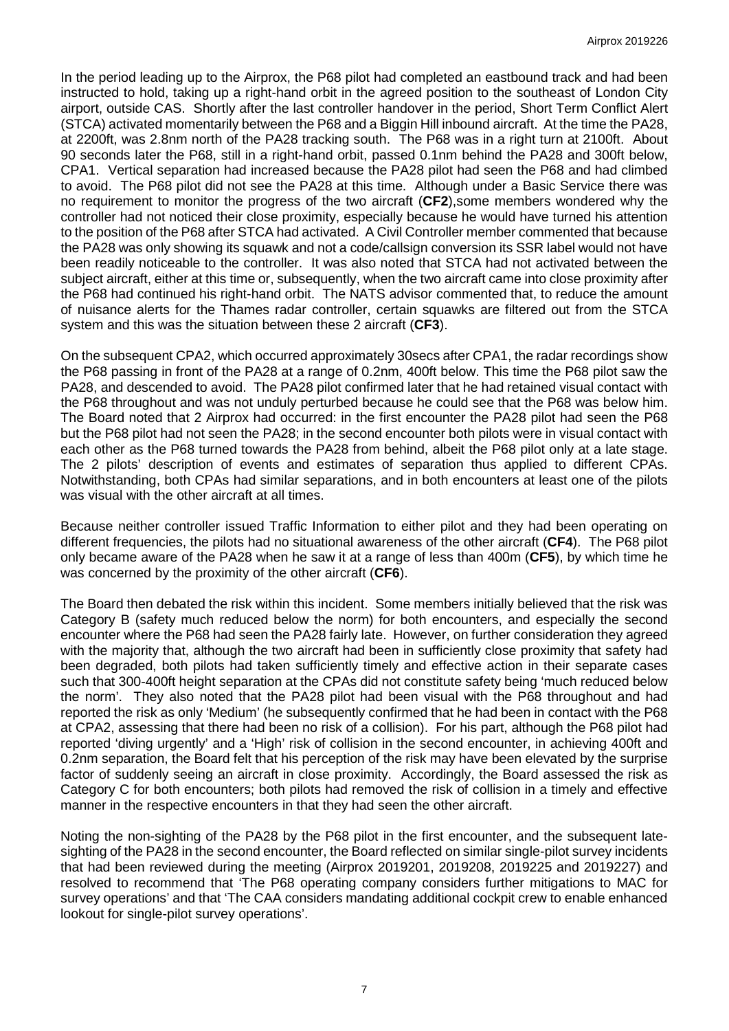In the period leading up to the Airprox, the P68 pilot had completed an eastbound track and had been instructed to hold, taking up a right-hand orbit in the agreed position to the southeast of London City airport, outside CAS. Shortly after the last controller handover in the period, Short Term Conflict Alert (STCA) activated momentarily between the P68 and a Biggin Hill inbound aircraft. At the time the PA28, at 2200ft, was 2.8nm north of the PA28 tracking south. The P68 was in a right turn at 2100ft. About 90 seconds later the P68, still in a right-hand orbit, passed 0.1nm behind the PA28 and 300ft below, CPA1. Vertical separation had increased because the PA28 pilot had seen the P68 and had climbed to avoid. The P68 pilot did not see the PA28 at this time. Although under a Basic Service there was no requirement to monitor the progress of the two aircraft (**CF2**),some members wondered why the controller had not noticed their close proximity, especially because he would have turned his attention to the position of the P68 after STCA had activated. A Civil Controller member commented that because the PA28 was only showing its squawk and not a code/callsign conversion its SSR label would not have been readily noticeable to the controller. It was also noted that STCA had not activated between the subject aircraft, either at this time or, subsequently, when the two aircraft came into close proximity after the P68 had continued his right-hand orbit. The NATS advisor commented that, to reduce the amount of nuisance alerts for the Thames radar controller, certain squawks are filtered out from the STCA system and this was the situation between these 2 aircraft (**CF3**).

On the subsequent CPA2, which occurred approximately 30secs after CPA1, the radar recordings show the P68 passing in front of the PA28 at a range of 0.2nm, 400ft below. This time the P68 pilot saw the PA28, and descended to avoid. The PA28 pilot confirmed later that he had retained visual contact with the P68 throughout and was not unduly perturbed because he could see that the P68 was below him. The Board noted that 2 Airprox had occurred: in the first encounter the PA28 pilot had seen the P68 but the P68 pilot had not seen the PA28; in the second encounter both pilots were in visual contact with each other as the P68 turned towards the PA28 from behind, albeit the P68 pilot only at a late stage. The 2 pilots' description of events and estimates of separation thus applied to different CPAs. Notwithstanding, both CPAs had similar separations, and in both encounters at least one of the pilots was visual with the other aircraft at all times.

Because neither controller issued Traffic Information to either pilot and they had been operating on different frequencies, the pilots had no situational awareness of the other aircraft (**CF4**). The P68 pilot only became aware of the PA28 when he saw it at a range of less than 400m (**CF5**), by which time he was concerned by the proximity of the other aircraft (**CF6**).

The Board then debated the risk within this incident. Some members initially believed that the risk was Category B (safety much reduced below the norm) for both encounters, and especially the second encounter where the P68 had seen the PA28 fairly late. However, on further consideration they agreed with the majority that, although the two aircraft had been in sufficiently close proximity that safety had been degraded, both pilots had taken sufficiently timely and effective action in their separate cases such that 300-400ft height separation at the CPAs did not constitute safety being 'much reduced below the norm'. They also noted that the PA28 pilot had been visual with the P68 throughout and had reported the risk as only 'Medium' (he subsequently confirmed that he had been in contact with the P68 at CPA2, assessing that there had been no risk of a collision). For his part, although the P68 pilot had reported 'diving urgently' and a 'High' risk of collision in the second encounter, in achieving 400ft and 0.2nm separation, the Board felt that his perception of the risk may have been elevated by the surprise factor of suddenly seeing an aircraft in close proximity. Accordingly, the Board assessed the risk as Category C for both encounters; both pilots had removed the risk of collision in a timely and effective manner in the respective encounters in that they had seen the other aircraft.

Noting the non-sighting of the PA28 by the P68 pilot in the first encounter, and the subsequent late-sighting of the PA28 in the second encounter, the Board reflected on similar single-pilot survey incidents that had been reviewed during the meeting (Airprox 2019201, 2019208, 2019225 and 2019227) and resolved to recommend that 'The P68 operating company considers further mitigations to MAC for survey operations' and that 'The CAA considers mandating additional cockpit crew to enable enhanced lookout for single-pilot survey operations'.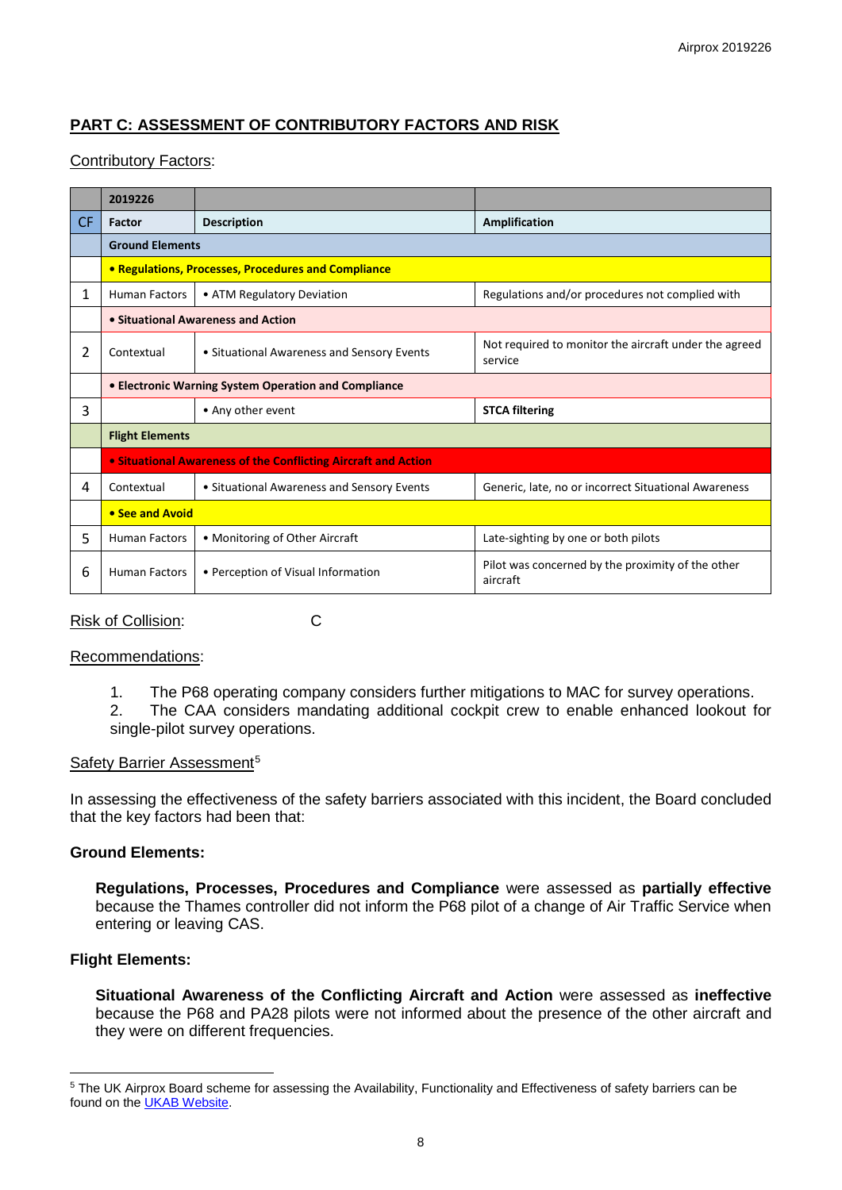## PART C: ASSESSMENT OF CONTRIBUTORY FACTORS AND RISK

Contributory Factors:

| | 2019226 | | |
|---|---|---|---|
| CF | Factor | Description | Amplification |
| | **Ground Elements** | | |
| | **• Regulations, Processes, Procedures and Compliance** | | |
| 1 | Human Factors | • ATM Regulatory Deviation | Regulations and/or procedures not complied with |
| | **• Situational Awareness and Action** | | |
| 2 | Contextual | • Situational Awareness and Sensory Events | Not required to monitor the aircraft under the agreed service |
| | **• Electronic Warning System Operation and Compliance** | | |
| 3 | | • Any other event | **STCA filtering** |
| | **Flight Elements** | | |
| | **• Situational Awareness of the Conflicting Aircraft and Action** | | |
| 4 | Contextual | • Situational Awareness and Sensory Events | Generic, late, no or incorrect Situational Awareness |
| | **• See and Avoid** | | |
| 5 | Human Factors | • Monitoring of Other Aircraft | Late-sighting by one or both pilots |
| 6 | Human Factors | • Perception of Visual Information | Pilot was concerned by the proximity of the other aircraft |

Risk of Collision: C

Recommendations:

1. The P68 operating company considers further mitigations to MAC for survey operations.
2. The CAA considers mandating additional cockpit crew to enable enhanced lookout for single-pilot survey operations.

Safety Barrier Assessment[5]

In assessing the effectiveness of the safety barriers associated with this incident, the Board concluded that the key factors had been that:

**Ground Elements:**

**Regulations, Processes, Procedures and Compliance** were assessed as **partially effective** because the Thames controller did not inform the P68 pilot of a change of Air Traffic Service when entering or leaving CAS.

**Flight Elements:**

**Situational Awareness of the Conflicting Aircraft and Action** were assessed as **ineffective** because the P68 and PA28 pilots were not informed about the presence of the other aircraft and they were on different frequencies.

[5] The UK Airprox Board scheme for assessing the Availability, Functionality and Effectiveness of safety barriers can be found on the UKAB Website.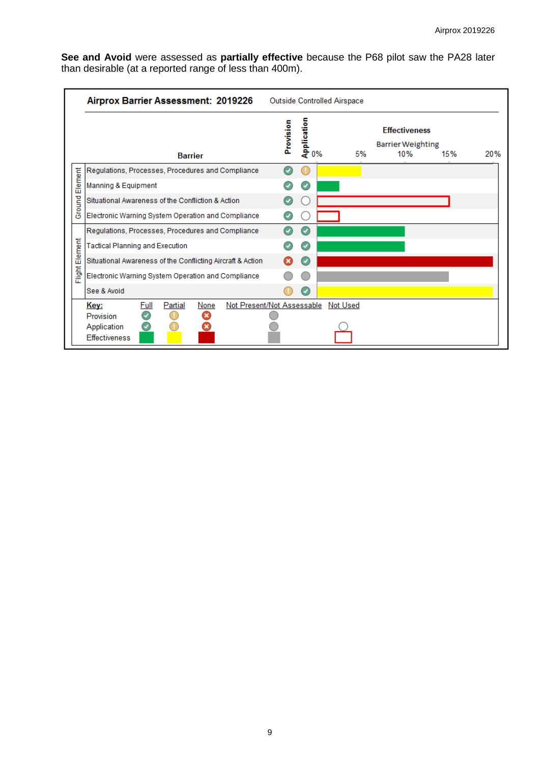**See and Avoid** were assessed as **partially effective** because the P68 pilot saw the PA28 later than desirable (at a reported range of less than 400m).

Airprox Barrier Assessment: 2019226

Outside Controlled Airspace

Barrier

Provision

Application

Effectiveness

Barrier Weighting

0%

5%

10%

15%

20%

Ground Element

Regulations, Processes, Procedures and Compliance

Manning & Equipment

Situational Awareness of the Confliction & Action

Electronic Warning System Operation and Compliance

Flight Element

Regulations, Processes, Procedures and Compliance

Tactical Planning and Execution

Situational Awareness of the Conflicting Aircraft & Action

Electronic Warning System Operation and Compliance

See & Avoid

Key:

Full

Partial

None

Not Present/Not Assessable

Not Used

Provision

Application

Effectiveness